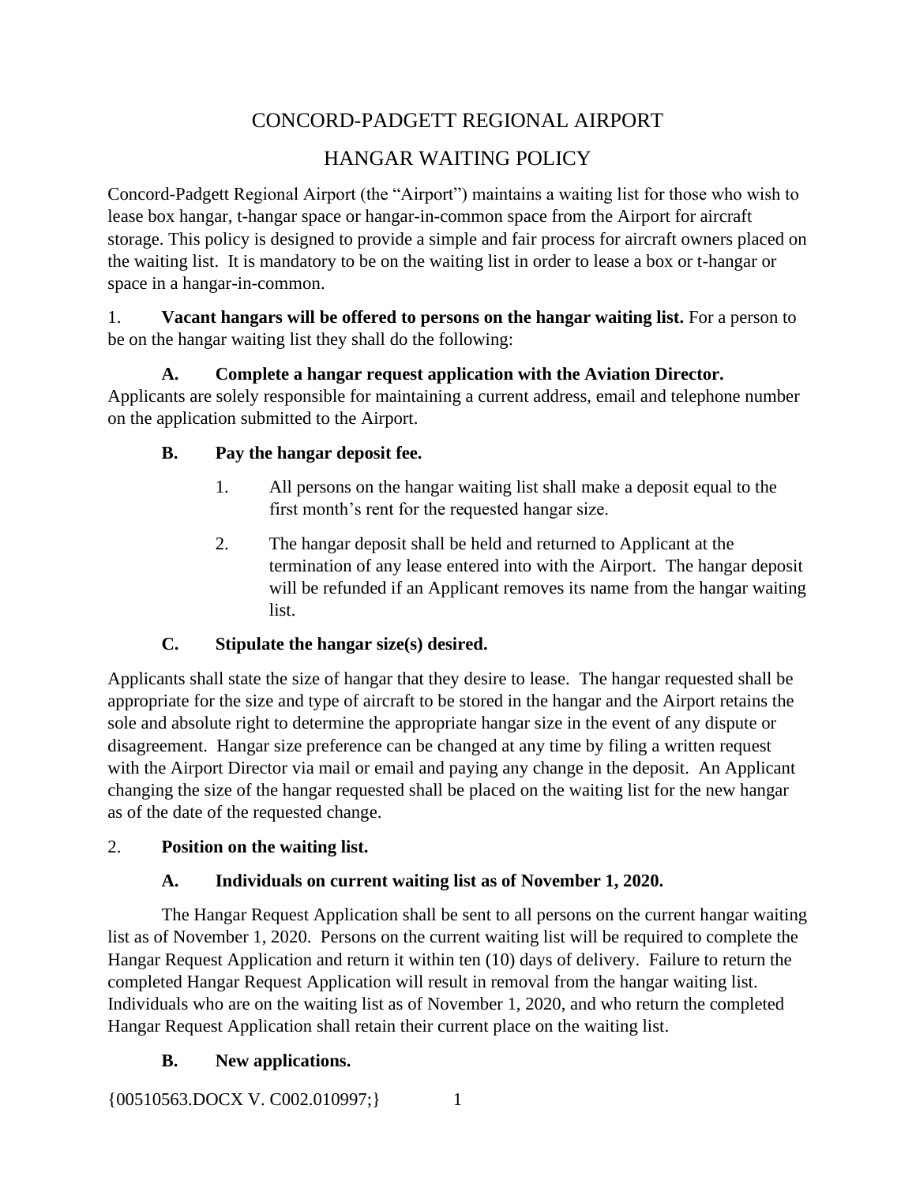# CONCORD-PADGETT REGIONAL AIRPORT

# HANGAR WAITING POLICY

Concord-Padgett Regional Airport (the "Airport") maintains a waiting list for those who wish to lease box hangar, t-hangar space or hangar-in-common space from the Airport for aircraft storage. This policy is designed to provide a simple and fair process for aircraft owners placed on the waiting list. It is mandatory to be on the waiting list in order to lease a box or t-hangar or space in a hangar-in-common.

1. **Vacant hangars will be offered to persons on the hangar waiting list.** For a person to be on the hangar waiting list they shall do the following:

**A. Complete a hangar request application with the Aviation Director.** Applicants are solely responsible for maintaining a current address, email and telephone number on the application submitted to the Airport.

**B. Pay the hangar deposit fee.**

1. All persons on the hangar waiting list shall make a deposit equal to the first month's rent for the requested hangar size.

2. The hangar deposit shall be held and returned to Applicant at the termination of any lease entered into with the Airport. The hangar deposit will be refunded if an Applicant removes its name from the hangar waiting list.

**C. Stipulate the hangar size(s) desired.**

Applicants shall state the size of hangar that they desire to lease. The hangar requested shall be appropriate for the size and type of aircraft to be stored in the hangar and the Airport retains the sole and absolute right to determine the appropriate hangar size in the event of any dispute or disagreement. Hangar size preference can be changed at any time by filing a written request with the Airport Director via mail or email and paying any change in the deposit. An Applicant changing the size of the hangar requested shall be placed on the waiting list for the new hangar as of the date of the requested change.

2. **Position on the waiting list.**

**A. Individuals on current waiting list as of November 1, 2020.**

The Hangar Request Application shall be sent to all persons on the current hangar waiting list as of November 1, 2020. Persons on the current waiting list will be required to complete the Hangar Request Application and return it within ten (10) days of delivery. Failure to return the completed Hangar Request Application will result in removal from the hangar waiting list. Individuals who are on the waiting list as of November 1, 2020, and who return the completed Hangar Request Application shall retain their current place on the waiting list.

**B. New applications.**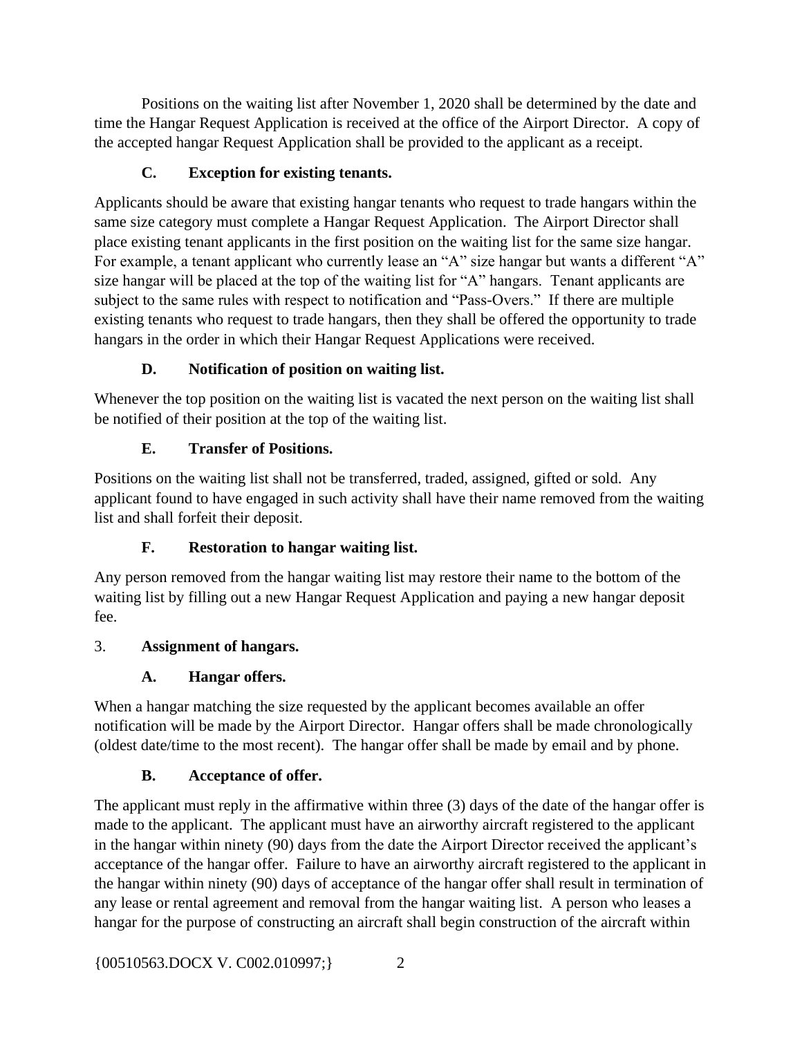Positions on the waiting list after November 1, 2020 shall be determined by the date and time the Hangar Request Application is received at the office of the Airport Director. A copy of the accepted hangar Request Application shall be provided to the applicant as a receipt.

**C. Exception for existing tenants.**

Applicants should be aware that existing hangar tenants who request to trade hangars within the same size category must complete a Hangar Request Application. The Airport Director shall place existing tenant applicants in the first position on the waiting list for the same size hangar. For example, a tenant applicant who currently lease an "A" size hangar but wants a different "A" size hangar will be placed at the top of the waiting list for "A" hangars. Tenant applicants are subject to the same rules with respect to notification and "Pass-Overs." If there are multiple existing tenants who request to trade hangars, then they shall be offered the opportunity to trade hangars in the order in which their Hangar Request Applications were received.

**D. Notification of position on waiting list.**

Whenever the top position on the waiting list is vacated the next person on the waiting list shall be notified of their position at the top of the waiting list.

**E. Transfer of Positions.**

Positions on the waiting list shall not be transferred, traded, assigned, gifted or sold. Any applicant found to have engaged in such activity shall have their name removed from the waiting list and shall forfeit their deposit.

**F. Restoration to hangar waiting list.**

Any person removed from the hangar waiting list may restore their name to the bottom of the waiting list by filling out a new Hangar Request Application and paying a new hangar deposit fee.

3. **Assignment of hangars.**

**A. Hangar offers.**

When a hangar matching the size requested by the applicant becomes available an offer notification will be made by the Airport Director. Hangar offers shall be made chronologically (oldest date/time to the most recent). The hangar offer shall be made by email and by phone.

**B. Acceptance of offer.**

The applicant must reply in the affirmative within three (3) days of the date of the hangar offer is made to the applicant. The applicant must have an airworthy aircraft registered to the applicant in the hangar within ninety (90) days from the date the Airport Director received the applicant's acceptance of the hangar offer. Failure to have an airworthy aircraft registered to the applicant in the hangar within ninety (90) days of acceptance of the hangar offer shall result in termination of any lease or rental agreement and removal from the hangar waiting list. A person who leases a hangar for the purpose of constructing an aircraft shall begin construction of the aircraft within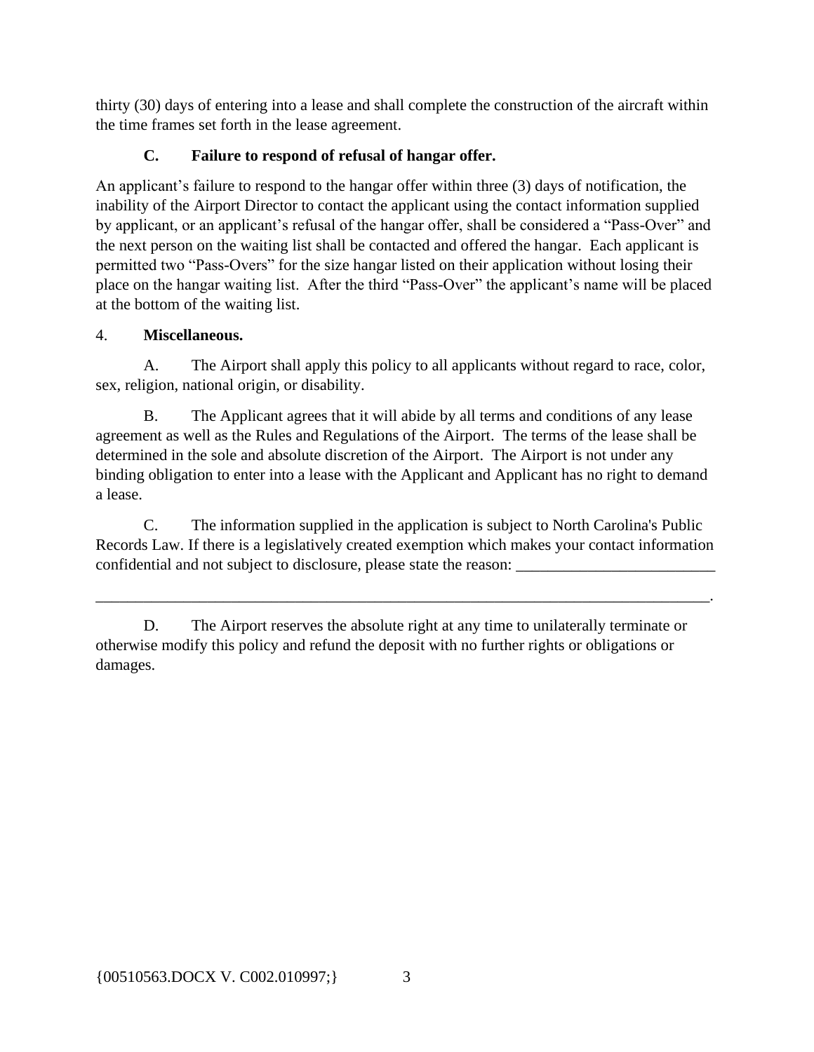thirty (30) days of entering into a lease and shall complete the construction of the aircraft within the time frames set forth in the lease agreement.

**C. Failure to respond of refusal of hangar offer.**

An applicant's failure to respond to the hangar offer within three (3) days of notification, the inability of the Airport Director to contact the applicant using the contact information supplied by applicant, or an applicant's refusal of the hangar offer, shall be considered a "Pass-Over" and the next person on the waiting list shall be contacted and offered the hangar. Each applicant is permitted two "Pass-Overs" for the size hangar listed on their application without losing their place on the hangar waiting list. After the third "Pass-Over" the applicant's name will be placed at the bottom of the waiting list.

4. **Miscellaneous.**

A. The Airport shall apply this policy to all applicants without regard to race, color, sex, religion, national origin, or disability.

B. The Applicant agrees that it will abide by all terms and conditions of any lease agreement as well as the Rules and Regulations of the Airport. The terms of the lease shall be determined in the sole and absolute discretion of the Airport. The Airport is not under any binding obligation to enter into a lease with the Applicant and Applicant has no right to demand a lease.

C. The information supplied in the application is subject to North Carolina's Public Records Law. If there is a legislatively created exemption which makes your contact information confidential and not subject to disclosure, please state the reason: _________________________

_________________________________________________________________________________.

D. The Airport reserves the absolute right at any time to unilaterally terminate or otherwise modify this policy and refund the deposit with no further rights or obligations or damages.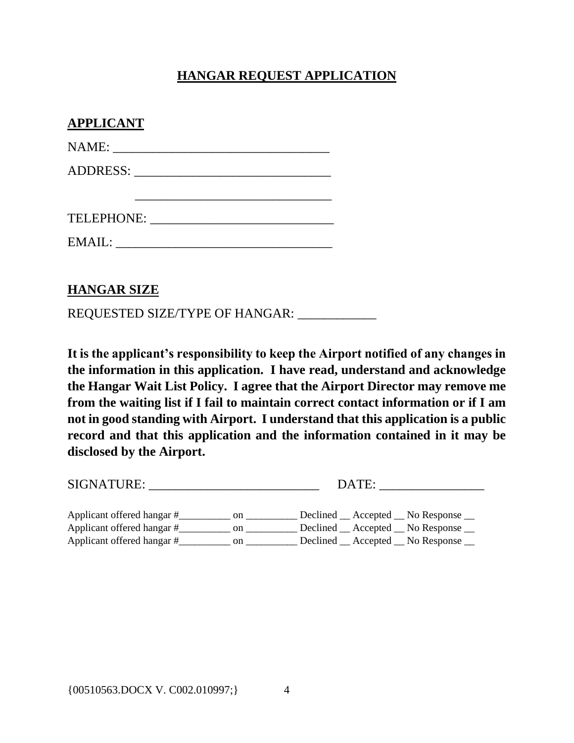# HANGAR REQUEST APPLICATION

## APPLICANT

NAME: _________________________________

ADDRESS: ______________________________

_______________________________

TELEPHONE: ____________________________

EMAIL: _________________________________

## HANGAR SIZE

REQUESTED SIZE/TYPE OF HANGAR: ____________

**It is the applicant's responsibility to keep the Airport notified of any changes in the information in this application. I have read, understand and acknowledge the Hangar Wait List Policy. I agree that the Airport Director may remove me from the waiting list if I fail to maintain correct contact information or if I am not in good standing with Airport. I understand that this application is a public record and that this application and the information contained in it may be disclosed by the Airport.**

SIGNATURE: __________________________ DATE: ________________

Applicant offered hangar #__________ on __________ Declined __ Accepted __ No Response __
Applicant offered hangar #__________ on __________ Declined __ Accepted __ No Response __
Applicant offered hangar #__________ on __________ Declined __ Accepted __ No Response __

{00510563.DOCX V. C002.010997;}